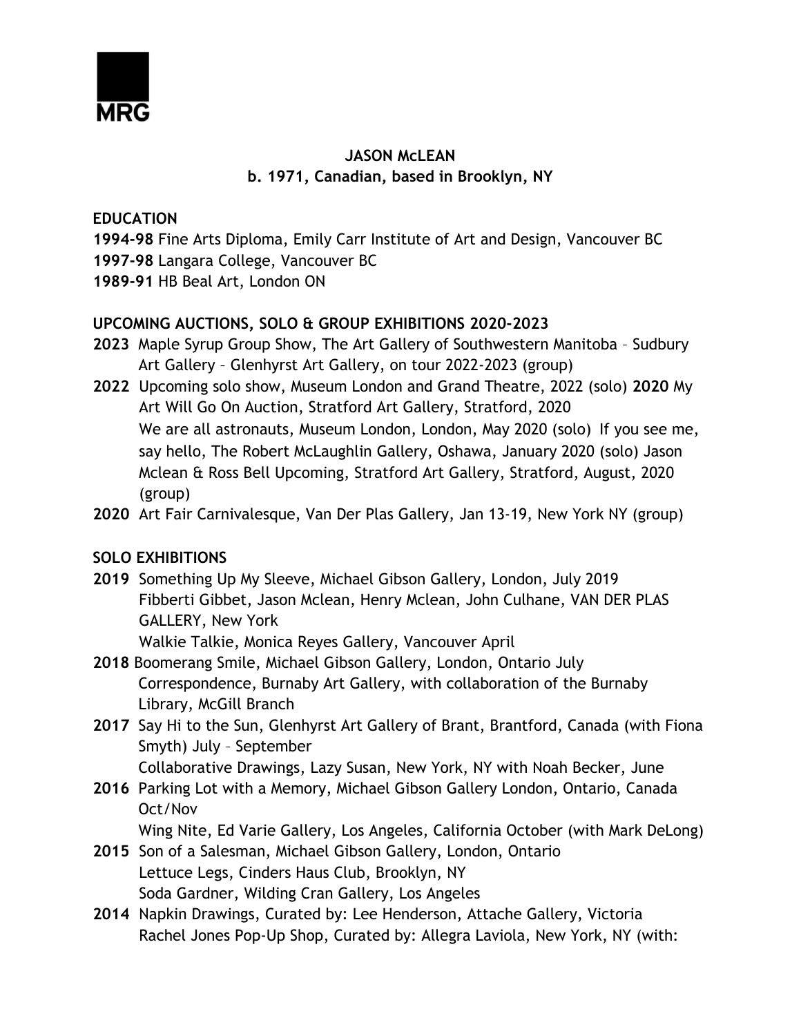MRG

**JASON McLEAN**
**b. 1971, Canadian, based in Brooklyn, NY**

**EDUCATION**

**1994-98** Fine Arts Diploma, Emily Carr Institute of Art and Design, Vancouver BC
**1997-98** Langara College, Vancouver BC
**1989-91** HB Beal Art, London ON

**UPCOMING AUCTIONS, SOLO & GROUP EXHIBITIONS 2020-2023**

**2023** Maple Syrup Group Show, The Art Gallery of Southwestern Manitoba – Sudbury Art Gallery – Glenhyrst Art Gallery, on tour 2022-2023 (group)
**2022** Upcoming solo show, Museum London and Grand Theatre, 2022 (solo) **2020** My Art Will Go On Auction, Stratford Art Gallery, Stratford, 2020
We are all astronauts, Museum London, London, May 2020 (solo) If you see me, say hello, The Robert McLaughlin Gallery, Oshawa, January 2020 (solo) Jason Mclean & Ross Bell Upcoming, Stratford Art Gallery, Stratford, August, 2020 (group)
**2020** Art Fair Carnivalesque, Van Der Plas Gallery, Jan 13-19, New York NY (group)

**SOLO EXHIBITIONS**

**2019** Something Up My Sleeve, Michael Gibson Gallery, London, July 2019
Fibberti Gibbet, Jason Mclean, Henry Mclean, John Culhane, VAN DER PLAS GALLERY, New York
Walkie Talkie, Monica Reyes Gallery, Vancouver April
**2018** Boomerang Smile, Michael Gibson Gallery, London, Ontario July
Correspondence, Burnaby Art Gallery, with collaboration of the Burnaby Library, McGill Branch
**2017** Say Hi to the Sun, Glenhyrst Art Gallery of Brant, Brantford, Canada (with Fiona Smyth) July – September
Collaborative Drawings, Lazy Susan, New York, NY with Noah Becker, June
**2016** Parking Lot with a Memory, Michael Gibson Gallery London, Ontario, Canada Oct/Nov
Wing Nite, Ed Varie Gallery, Los Angeles, California October (with Mark DeLong)
**2015** Son of a Salesman, Michael Gibson Gallery, London, Ontario
Lettuce Legs, Cinders Haus Club, Brooklyn, NY
Soda Gardner, Wilding Cran Gallery, Los Angeles
**2014** Napkin Drawings, Curated by: Lee Henderson, Attache Gallery, Victoria
Rachel Jones Pop-Up Shop, Curated by: Allegra Laviola, New York, NY (with: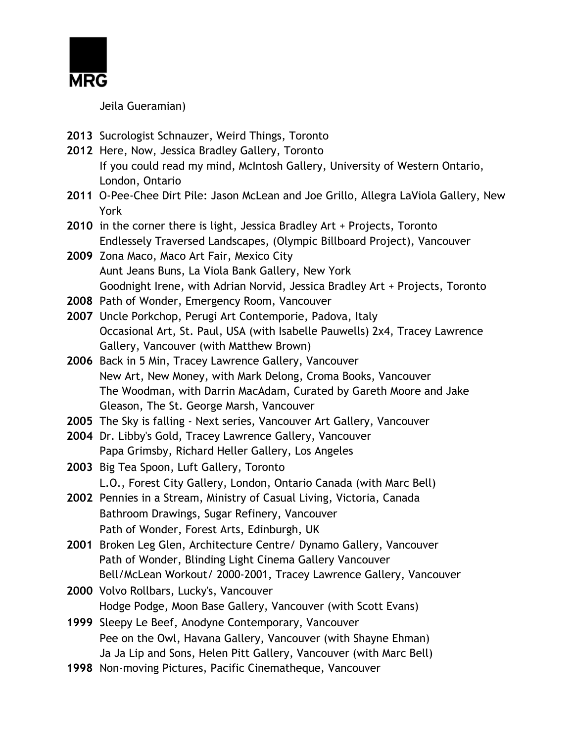Jeila Gueramian)

**2013** Sucrologist Schnauzer, Weird Things, Toronto

**2012** Here, Now, Jessica Bradley Gallery, Toronto
If you could read my mind, McIntosh Gallery, University of Western Ontario, London, Ontario

**2011** O-Pee-Chee Dirt Pile: Jason McLean and Joe Grillo, Allegra LaViola Gallery, New York

**2010** in the corner there is light, Jessica Bradley Art + Projects, Toronto
Endlessely Traversed Landscapes, (Olympic Billboard Project), Vancouver

**2009** Zona Maco, Maco Art Fair, Mexico City
Aunt Jeans Buns, La Viola Bank Gallery, New York
Goodnight Irene, with Adrian Norvid, Jessica Bradley Art + Projects, Toronto

**2008** Path of Wonder, Emergency Room, Vancouver

**2007** Uncle Porkchop, Perugi Art Contemporie, Padova, Italy
Occasional Art, St. Paul, USA (with Isabelle Pauwells) 2x4, Tracey Lawrence Gallery, Vancouver (with Matthew Brown)

**2006** Back in 5 Min, Tracey Lawrence Gallery, Vancouver
New Art, New Money, with Mark Delong, Croma Books, Vancouver
The Woodman, with Darrin MacAdam, Curated by Gareth Moore and Jake Gleason, The St. George Marsh, Vancouver

**2005** The Sky is falling - Next series, Vancouver Art Gallery, Vancouver

**2004** Dr. Libby's Gold, Tracey Lawrence Gallery, Vancouver
Papa Grimsby, Richard Heller Gallery, Los Angeles

**2003** Big Tea Spoon, Luft Gallery, Toronto
L.O., Forest City Gallery, London, Ontario Canada (with Marc Bell)

**2002** Pennies in a Stream, Ministry of Casual Living, Victoria, Canada
Bathroom Drawings, Sugar Refinery, Vancouver
Path of Wonder, Forest Arts, Edinburgh, UK

**2001** Broken Leg Glen, Architecture Centre/ Dynamo Gallery, Vancouver
Path of Wonder, Blinding Light Cinema Gallery Vancouver
Bell/McLean Workout/ 2000-2001, Tracey Lawrence Gallery, Vancouver

**2000** Volvo Rollbars, Lucky's, Vancouver
Hodge Podge, Moon Base Gallery, Vancouver (with Scott Evans)

**1999** Sleepy Le Beef, Anodyne Contemporary, Vancouver
Pee on the Owl, Havana Gallery, Vancouver (with Shayne Ehman)
Ja Ja Lip and Sons, Helen Pitt Gallery, Vancouver (with Marc Bell)

**1998** Non-moving Pictures, Pacific Cinematheque, Vancouver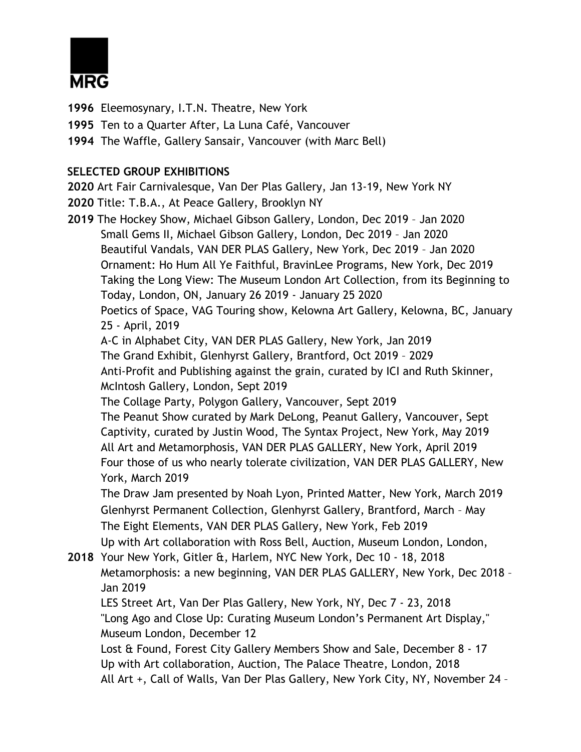**1996** Eleemosynary, I.T.N. Theatre, New York
**1995** Ten to a Quarter After, La Luna Café, Vancouver
**1994** The Waffle, Gallery Sansair, Vancouver (with Marc Bell)

**SELECTED GROUP EXHIBITIONS**

**2020** Art Fair Carnivalesque, Van Der Plas Gallery, Jan 13-19, New York NY
**2020** Title: T.B.A., At Peace Gallery, Brooklyn NY
**2019** The Hockey Show, Michael Gibson Gallery, London, Dec 2019 – Jan 2020
Small Gems II, Michael Gibson Gallery, London, Dec 2019 – Jan 2020
Beautiful Vandals, VAN DER PLAS Gallery, New York, Dec 2019 – Jan 2020
Ornament: Ho Hum All Ye Faithful, BravinLee Programs, New York, Dec 2019
Taking the Long View: The Museum London Art Collection, from its Beginning to Today, London, ON, January 26 2019 - January 25 2020
Poetics of Space, VAG Touring show, Kelowna Art Gallery, Kelowna, BC, January 25 - April, 2019
A-C in Alphabet City, VAN DER PLAS Gallery, New York, Jan 2019
The Grand Exhibit, Glenhyrst Gallery, Brantford, Oct 2019 – 2029
Anti-Profit and Publishing against the grain, curated by ICI and Ruth Skinner, McIntosh Gallery, London, Sept 2019
The Collage Party, Polygon Gallery, Vancouver, Sept 2019
The Peanut Show curated by Mark DeLong, Peanut Gallery, Vancouver, Sept
Captivity, curated by Justin Wood, The Syntax Project, New York, May 2019
All Art and Metamorphosis, VAN DER PLAS GALLERY, New York, April 2019
Four those of us who nearly tolerate civilization, VAN DER PLAS GALLERY, New York, March 2019
The Draw Jam presented by Noah Lyon, Printed Matter, New York, March 2019
Glenhyrst Permanent Collection, Glenhyrst Gallery, Brantford, March – May
The Eight Elements, VAN DER PLAS Gallery, New York, Feb 2019
Up with Art collaboration with Ross Bell, Auction, Museum London, London,
**2018** Your New York, Gitler &, Harlem, NYC New York, Dec 10 - 18, 2018
Metamorphosis: a new beginning, VAN DER PLAS GALLERY, New York, Dec 2018 – Jan 2019
LES Street Art, Van Der Plas Gallery, New York, NY, Dec 7 - 23, 2018
"Long Ago and Close Up: Curating Museum London's Permanent Art Display," Museum London, December 12
Lost & Found, Forest City Gallery Members Show and Sale, December 8 - 17
Up with Art collaboration, Auction, The Palace Theatre, London, 2018
All Art +, Call of Walls, Van Der Plas Gallery, New York City, NY, November 24 –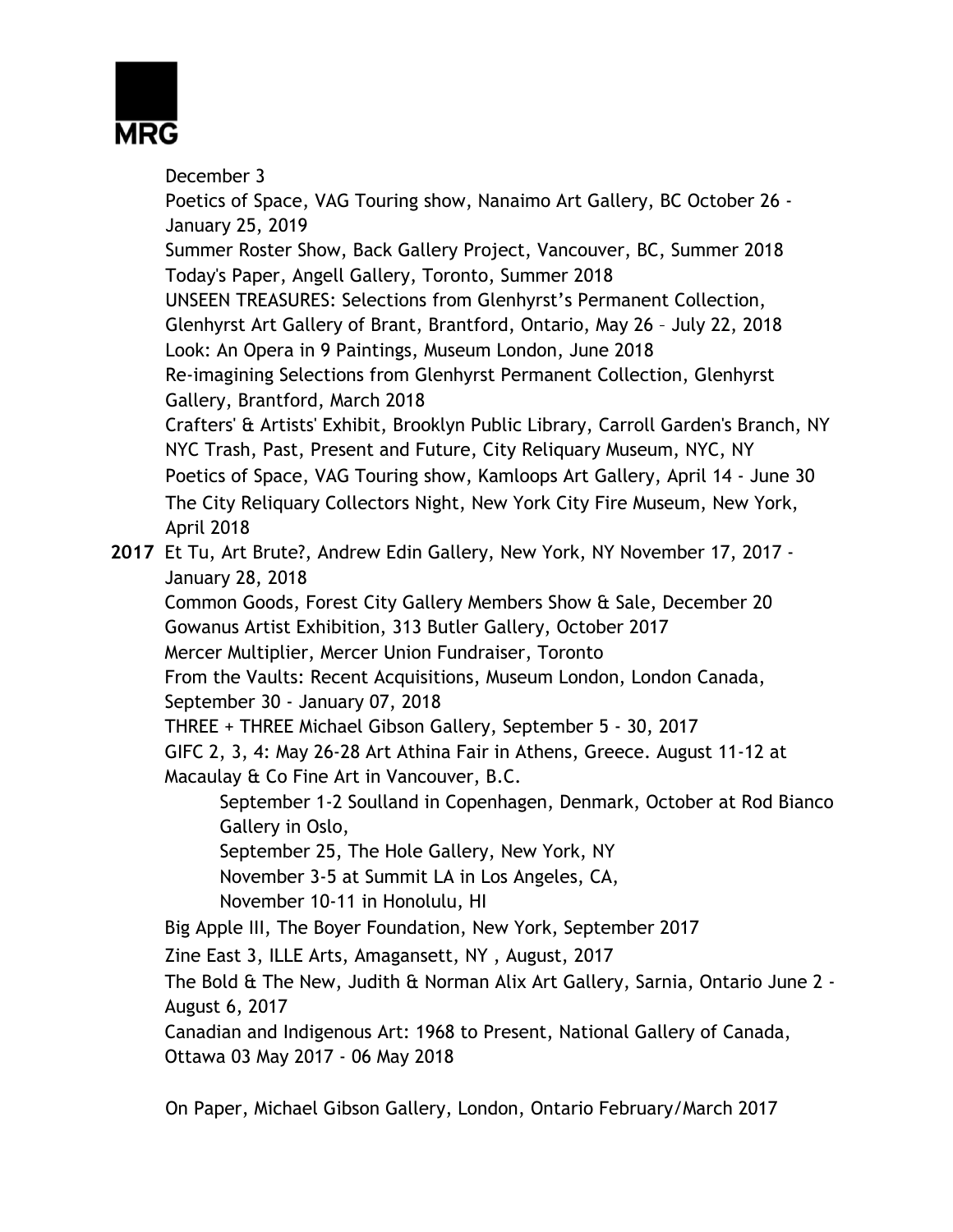December 3

Poetics of Space, VAG Touring show, Nanaimo Art Gallery, BC October 26 - January 25, 2019

Summer Roster Show, Back Gallery Project, Vancouver, BC, Summer 2018

Today's Paper, Angell Gallery, Toronto, Summer 2018

UNSEEN TREASURES: Selections from Glenhyrst's Permanent Collection, Glenhyrst Art Gallery of Brant, Brantford, Ontario, May 26 – July 22, 2018

Look: An Opera in 9 Paintings, Museum London, June 2018

Re-imagining Selections from Glenhyrst Permanent Collection, Glenhyrst Gallery, Brantford, March 2018

Crafters' & Artists' Exhibit, Brooklyn Public Library, Carroll Garden's Branch, NY

NYC Trash, Past, Present and Future, City Reliquary Museum, NYC, NY

Poetics of Space, VAG Touring show, Kamloops Art Gallery, April 14 - June 30

The City Reliquary Collectors Night, New York City Fire Museum, New York, April 2018

**2017** Et Tu, Art Brute?, Andrew Edin Gallery, New York, NY November 17, 2017 - January 28, 2018

Common Goods, Forest City Gallery Members Show & Sale, December 20

Gowanus Artist Exhibition, 313 Butler Gallery, October 2017

Mercer Multiplier, Mercer Union Fundraiser, Toronto

From the Vaults: Recent Acquisitions, Museum London, London Canada, September 30 - January 07, 2018

THREE + THREE Michael Gibson Gallery, September 5 - 30, 2017

GIFC 2, 3, 4: May 26-28 Art Athina Fair in Athens, Greece. August 11-12 at Macaulay & Co Fine Art in Vancouver, B.C.

September 1-2 Soulland in Copenhagen, Denmark, October at Rod Bianco Gallery in Oslo,

September 25, The Hole Gallery, New York, NY

November 3-5 at Summit LA in Los Angeles, CA,

November 10-11 in Honolulu, HI

Big Apple III, The Boyer Foundation, New York, September 2017

Zine East 3, ILLE Arts, Amagansett, NY , August, 2017

The Bold & The New, Judith & Norman Alix Art Gallery, Sarnia, Ontario June 2 - August 6, 2017

Canadian and Indigenous Art: 1968 to Present, National Gallery of Canada, Ottawa 03 May 2017 - 06 May 2018

On Paper, Michael Gibson Gallery, London, Ontario February/March 2017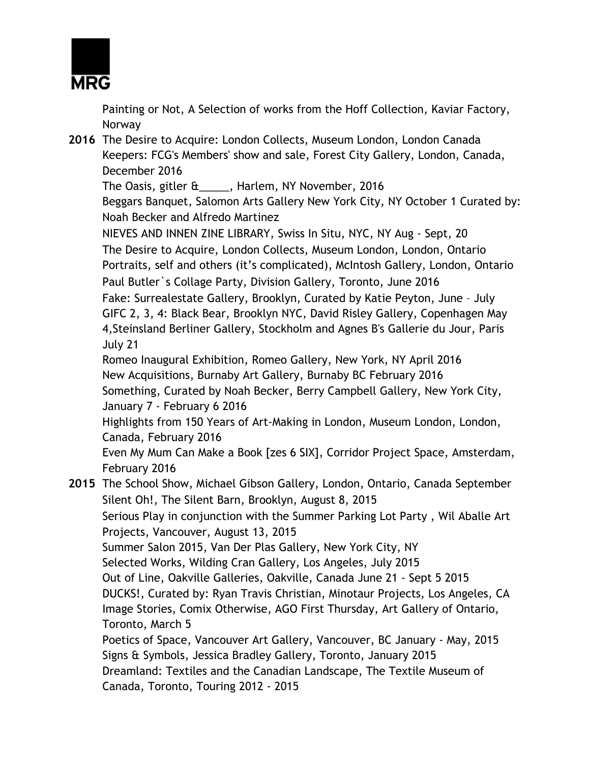Painting or Not, A Selection of works from the Hoff Collection, Kaviar Factory, Norway

**2016** The Desire to Acquire: London Collects, Museum London, London Canada
Keepers: FCG's Members' show and sale, Forest City Gallery, London, Canada, December 2016
The Oasis, gitler &_____, Harlem, NY November, 2016
Beggars Banquet, Salomon Arts Gallery New York City, NY October 1 Curated by: Noah Becker and Alfredo Martinez
NIEVES AND INNEN ZINE LIBRARY, Swiss In Situ, NYC, NY Aug - Sept, 20
The Desire to Acquire, London Collects, Museum London, London, Ontario
Portraits, self and others (it's complicated), McIntosh Gallery, London, Ontario
Paul Butler`s Collage Party, Division Gallery, Toronto, June 2016
Fake: Surrealestate Gallery, Brooklyn, Curated by Katie Peyton, June – July
GIFC 2, 3, 4: Black Bear, Brooklyn NYC, David Risley Gallery, Copenhagen May 4,Steinsland Berliner Gallery, Stockholm and Agnes B's Gallerie du Jour, Paris July 21
Romeo Inaugural Exhibition, Romeo Gallery, New York, NY April 2016
New Acquisitions, Burnaby Art Gallery, Burnaby BC February 2016
Something, Curated by Noah Becker, Berry Campbell Gallery, New York City, January 7 - February 6 2016
Highlights from 150 Years of Art-Making in London, Museum London, London, Canada, February 2016
Even My Mum Can Make a Book [zes 6 SIX], Corridor Project Space, Amsterdam, February 2016

**2015** The School Show, Michael Gibson Gallery, London, Ontario, Canada September
Silent Oh!, The Silent Barn, Brooklyn, August 8, 2015
Serious Play in conjunction with the Summer Parking Lot Party , Wil Aballe Art Projects, Vancouver, August 13, 2015
Summer Salon 2015, Van Der Plas Gallery, New York City, NY
Selected Works, Wilding Cran Gallery, Los Angeles, July 2015
Out of Line, Oakville Galleries, Oakville, Canada June 21 - Sept 5 2015
DUCKS!, Curated by: Ryan Travis Christian, Minotaur Projects, Los Angeles, CA
Image Stories, Comix Otherwise, AGO First Thursday, Art Gallery of Ontario, Toronto, March 5
Poetics of Space, Vancouver Art Gallery, Vancouver, BC January - May, 2015
Signs & Symbols, Jessica Bradley Gallery, Toronto, January 2015
Dreamland: Textiles and the Canadian Landscape, The Textile Museum of Canada, Toronto, Touring 2012 - 2015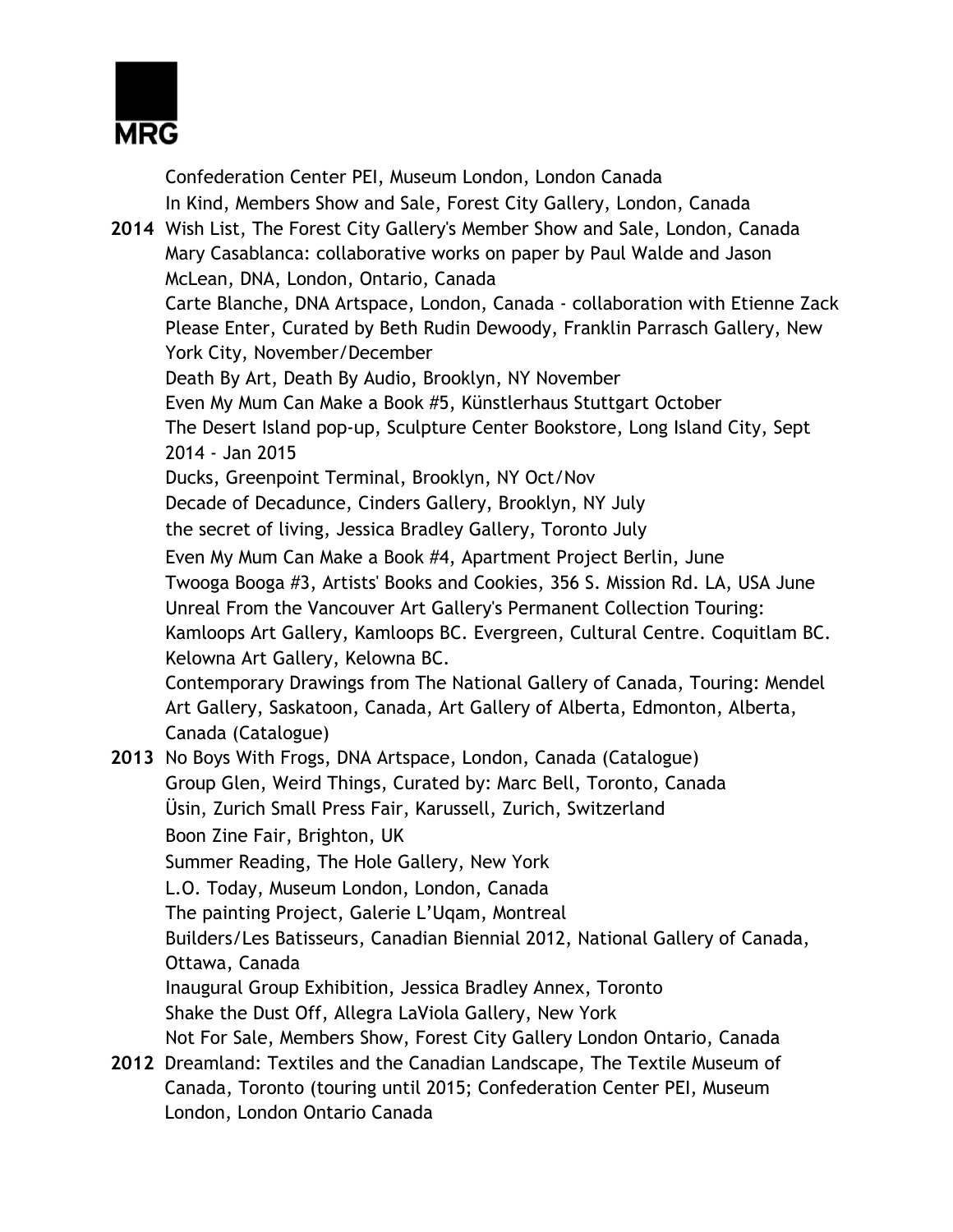Confederation Center PEI, Museum London, London Canada
In Kind, Members Show and Sale, Forest City Gallery, London, Canada

**2014** Wish List, The Forest City Gallery's Member Show and Sale, London, Canada
Mary Casablanca: collaborative works on paper by Paul Walde and Jason McLean, DNA, London, Ontario, Canada
Carte Blanche, DNA Artspace, London, Canada - collaboration with Etienne Zack
Please Enter, Curated by Beth Rudin Dewoody, Franklin Parrasch Gallery, New York City, November/December
Death By Art, Death By Audio, Brooklyn, NY November
Even My Mum Can Make a Book #5, Künstlerhaus Stuttgart October
The Desert Island pop-up, Sculpture Center Bookstore, Long Island City, Sept 2014 - Jan 2015
Ducks, Greenpoint Terminal, Brooklyn, NY Oct/Nov
Decade of Decadunce, Cinders Gallery, Brooklyn, NY July
the secret of living, Jessica Bradley Gallery, Toronto July
Even My Mum Can Make a Book #4, Apartment Project Berlin, June
Twooga Booga #3, Artists' Books and Cookies, 356 S. Mission Rd. LA, USA June
Unreal From the Vancouver Art Gallery's Permanent Collection Touring: Kamloops Art Gallery, Kamloops BC. Evergreen, Cultural Centre. Coquitlam BC. Kelowna Art Gallery, Kelowna BC.
Contemporary Drawings from The National Gallery of Canada, Touring: Mendel Art Gallery, Saskatoon, Canada, Art Gallery of Alberta, Edmonton, Alberta, Canada (Catalogue)

**2013** No Boys With Frogs, DNA Artspace, London, Canada (Catalogue)
Group Glen, Weird Things, Curated by: Marc Bell, Toronto, Canada
Üsin, Zurich Small Press Fair, Karussell, Zurich, Switzerland
Boon Zine Fair, Brighton, UK
Summer Reading, The Hole Gallery, New York
L.O. Today, Museum London, London, Canada
The painting Project, Galerie L'Uqam, Montreal
Builders/Les Batisseurs, Canadian Biennial 2012, National Gallery of Canada, Ottawa, Canada
Inaugural Group Exhibition, Jessica Bradley Annex, Toronto
Shake the Dust Off, Allegra LaViola Gallery, New York
Not For Sale, Members Show, Forest City Gallery London Ontario, Canada

**2012** Dreamland: Textiles and the Canadian Landscape, The Textile Museum of Canada, Toronto (touring until 2015; Confederation Center PEI, Museum London, London Ontario Canada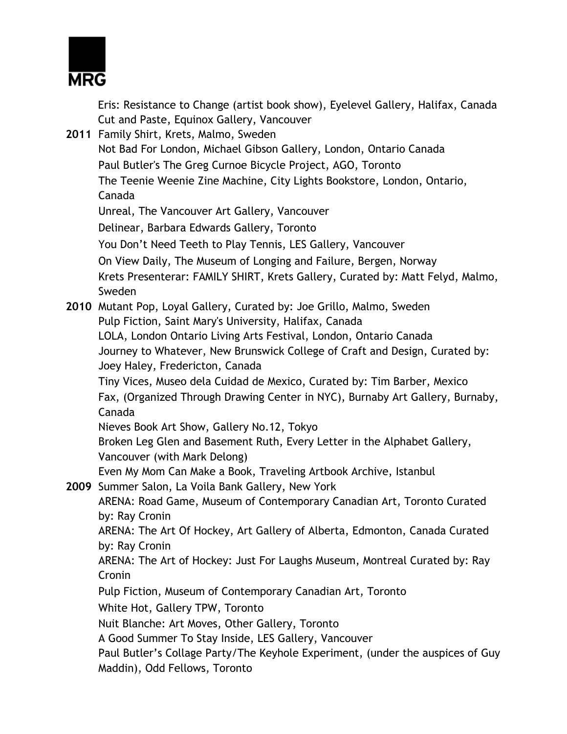Eris: Resistance to Change (artist book show), Eyelevel Gallery, Halifax, Canada
Cut and Paste, Equinox Gallery, Vancouver

**2011** Family Shirt, Krets, Malmo, Sweden
Not Bad For London, Michael Gibson Gallery, London, Ontario Canada
Paul Butler's The Greg Curnoe Bicycle Project, AGO, Toronto
The Teenie Weenie Zine Machine, City Lights Bookstore, London, Ontario, Canada
Unreal, The Vancouver Art Gallery, Vancouver
Delinear, Barbara Edwards Gallery, Toronto
You Don't Need Teeth to Play Tennis, LES Gallery, Vancouver
On View Daily, The Museum of Longing and Failure, Bergen, Norway
Krets Presenterar: FAMILY SHIRT, Krets Gallery, Curated by: Matt Felyd, Malmo, Sweden

**2010** Mutant Pop, Loyal Gallery, Curated by: Joe Grillo, Malmo, Sweden
Pulp Fiction, Saint Mary's University, Halifax, Canada
LOLA, London Ontario Living Arts Festival, London, Ontario Canada
Journey to Whatever, New Brunswick College of Craft and Design, Curated by: Joey Haley, Fredericton, Canada
Tiny Vices, Museo dela Cuidad de Mexico, Curated by: Tim Barber, Mexico
Fax, (Organized Through Drawing Center in NYC), Burnaby Art Gallery, Burnaby, Canada
Nieves Book Art Show, Gallery No.12, Tokyo
Broken Leg Glen and Basement Ruth, Every Letter in the Alphabet Gallery, Vancouver (with Mark Delong)
Even My Mom Can Make a Book, Traveling Artbook Archive, Istanbul

**2009** Summer Salon, La Voila Bank Gallery, New York
ARENA: Road Game, Museum of Contemporary Canadian Art, Toronto Curated by: Ray Cronin
ARENA: The Art Of Hockey, Art Gallery of Alberta, Edmonton, Canada Curated by: Ray Cronin
ARENA: The Art of Hockey: Just For Laughs Museum, Montreal Curated by: Ray Cronin
Pulp Fiction, Museum of Contemporary Canadian Art, Toronto
White Hot, Gallery TPW, Toronto
Nuit Blanche: Art Moves, Other Gallery, Toronto
A Good Summer To Stay Inside, LES Gallery, Vancouver
Paul Butler's Collage Party/The Keyhole Experiment, (under the auspices of Guy Maddin), Odd Fellows, Toronto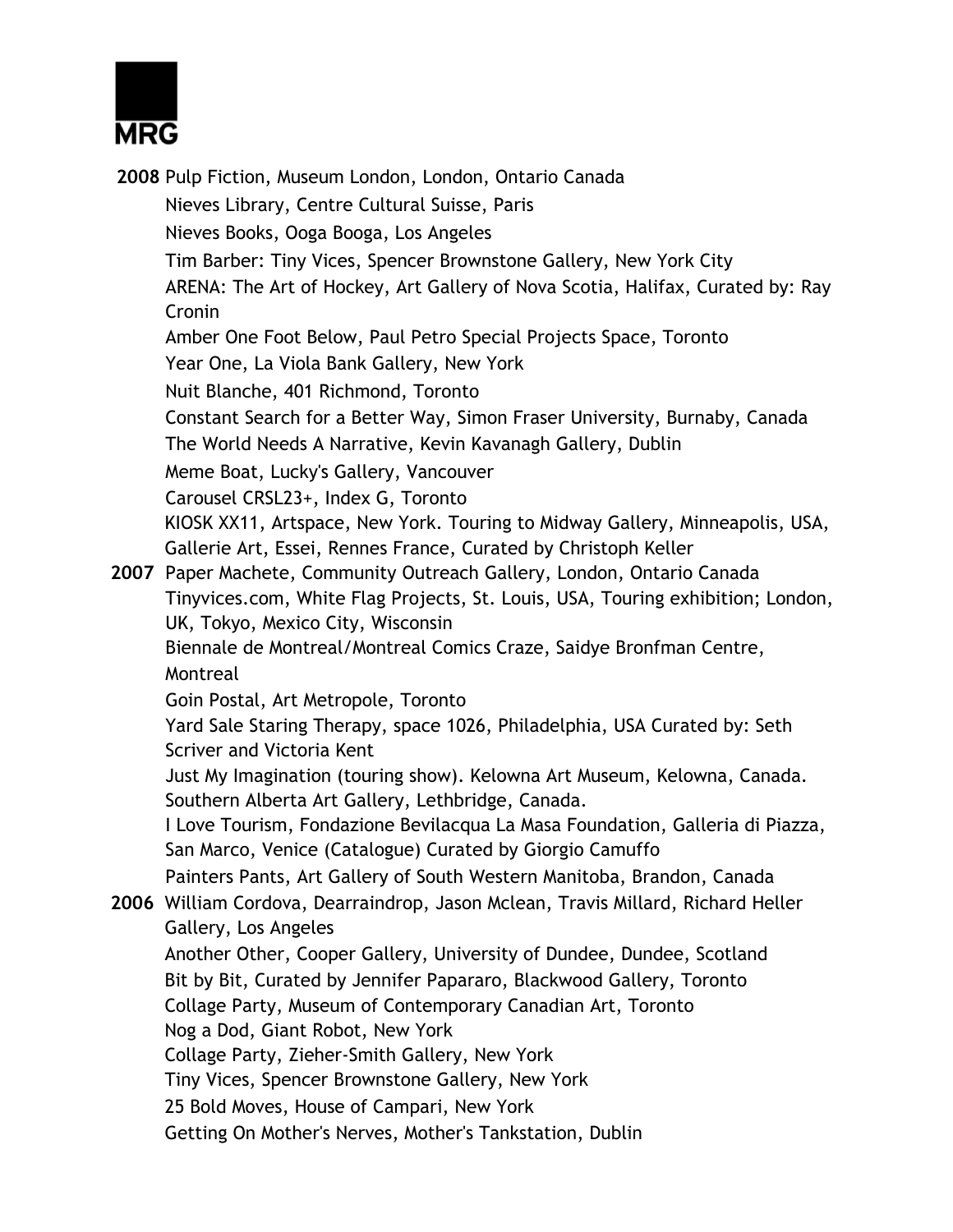**2008** Pulp Fiction, Museum London, London, Ontario Canada
Nieves Library, Centre Cultural Suisse, Paris
Nieves Books, Ooga Booga, Los Angeles
Tim Barber: Tiny Vices, Spencer Brownstone Gallery, New York City
ARENA: The Art of Hockey, Art Gallery of Nova Scotia, Halifax, Curated by: Ray Cronin
Amber One Foot Below, Paul Petro Special Projects Space, Toronto
Year One, La Viola Bank Gallery, New York
Nuit Blanche, 401 Richmond, Toronto
Constant Search for a Better Way, Simon Fraser University, Burnaby, Canada
The World Needs A Narrative, Kevin Kavanagh Gallery, Dublin
Meme Boat, Lucky's Gallery, Vancouver
Carousel CRSL23+, Index G, Toronto
KIOSK XX11, Artspace, New York. Touring to Midway Gallery, Minneapolis, USA, Gallerie Art, Essei, Rennes France, Curated by Christoph Keller

**2007** Paper Machete, Community Outreach Gallery, London, Ontario Canada
Tinyvices.com, White Flag Projects, St. Louis, USA, Touring exhibition; London, UK, Tokyo, Mexico City, Wisconsin
Biennale de Montreal/Montreal Comics Craze, Saidye Bronfman Centre, Montreal
Goin Postal, Art Metropole, Toronto
Yard Sale Staring Therapy, space 1026, Philadelphia, USA Curated by: Seth Scriver and Victoria Kent
Just My Imagination (touring show). Kelowna Art Museum, Kelowna, Canada. Southern Alberta Art Gallery, Lethbridge, Canada.
I Love Tourism, Fondazione Bevilacqua La Masa Foundation, Galleria di Piazza, San Marco, Venice (Catalogue) Curated by Giorgio Camuffo
Painters Pants, Art Gallery of South Western Manitoba, Brandon, Canada

**2006** William Cordova, Dearraindrop, Jason Mclean, Travis Millard, Richard Heller Gallery, Los Angeles
Another Other, Cooper Gallery, University of Dundee, Dundee, Scotland
Bit by Bit, Curated by Jennifer Papararo, Blackwood Gallery, Toronto
Collage Party, Museum of Contemporary Canadian Art, Toronto
Nog a Dod, Giant Robot, New York
Collage Party, Zieher-Smith Gallery, New York
Tiny Vices, Spencer Brownstone Gallery, New York
25 Bold Moves, House of Campari, New York
Getting On Mother's Nerves, Mother's Tankstation, Dublin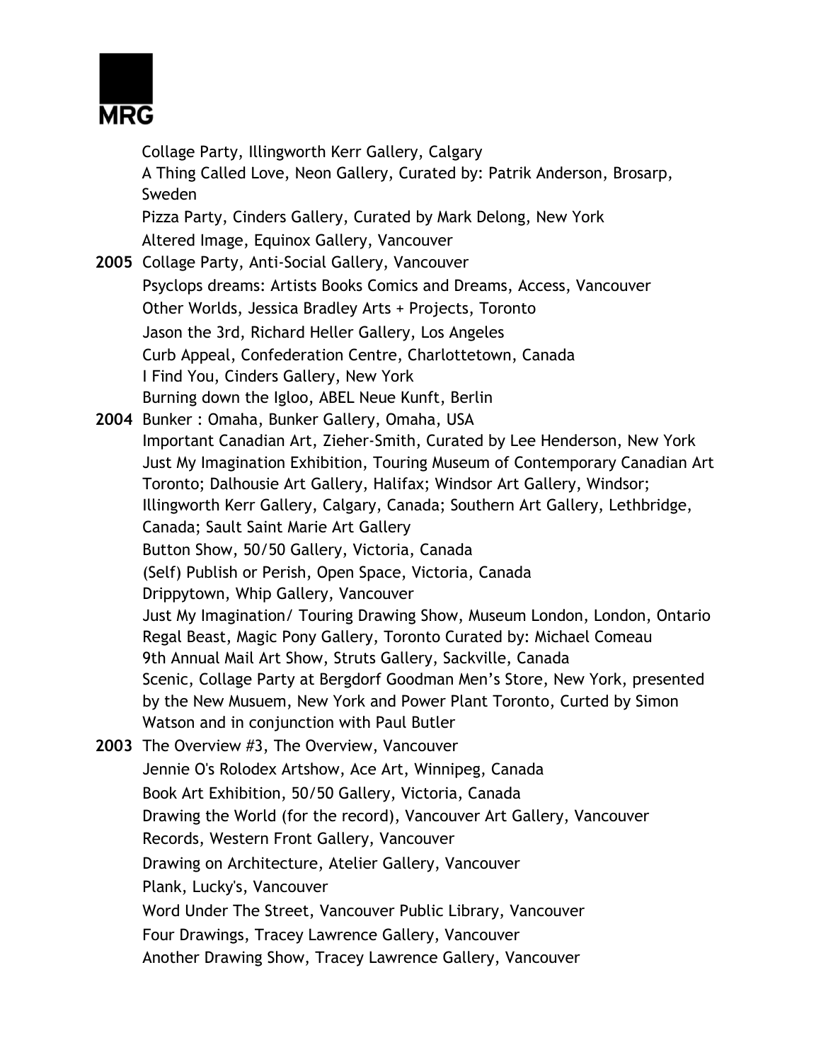Collage Party, Illingworth Kerr Gallery, Calgary
A Thing Called Love, Neon Gallery, Curated by: Patrik Anderson, Brosarp, Sweden
Pizza Party, Cinders Gallery, Curated by Mark Delong, New York
Altered Image, Equinox Gallery, Vancouver

**2005** Collage Party, Anti-Social Gallery, Vancouver
Psyclops dreams: Artists Books Comics and Dreams, Access, Vancouver
Other Worlds, Jessica Bradley Arts + Projects, Toronto
Jason the 3rd, Richard Heller Gallery, Los Angeles
Curb Appeal, Confederation Centre, Charlottetown, Canada
I Find You, Cinders Gallery, New York
Burning down the Igloo, ABEL Neue Kunft, Berlin

**2004** Bunker : Omaha, Bunker Gallery, Omaha, USA
Important Canadian Art, Zieher-Smith, Curated by Lee Henderson, New York
Just My Imagination Exhibition, Touring Museum of Contemporary Canadian Art Toronto; Dalhousie Art Gallery, Halifax; Windsor Art Gallery, Windsor; Illingworth Kerr Gallery, Calgary, Canada; Southern Art Gallery, Lethbridge, Canada; Sault Saint Marie Art Gallery
Button Show, 50/50 Gallery, Victoria, Canada
(Self) Publish or Perish, Open Space, Victoria, Canada
Drippytown, Whip Gallery, Vancouver
Just My Imagination/ Touring Drawing Show, Museum London, London, Ontario
Regal Beast, Magic Pony Gallery, Toronto Curated by: Michael Comeau
9th Annual Mail Art Show, Struts Gallery, Sackville, Canada
Scenic, Collage Party at Bergdorf Goodman Men's Store, New York, presented by the New Musuem, New York and Power Plant Toronto, Curted by Simon Watson and in conjunction with Paul Butler

**2003** The Overview #3, The Overview, Vancouver
Jennie O's Rolodex Artshow, Ace Art, Winnipeg, Canada
Book Art Exhibition, 50/50 Gallery, Victoria, Canada
Drawing the World (for the record), Vancouver Art Gallery, Vancouver
Records, Western Front Gallery, Vancouver
Drawing on Architecture, Atelier Gallery, Vancouver
Plank, Lucky's, Vancouver
Word Under The Street, Vancouver Public Library, Vancouver
Four Drawings, Tracey Lawrence Gallery, Vancouver
Another Drawing Show, Tracey Lawrence Gallery, Vancouver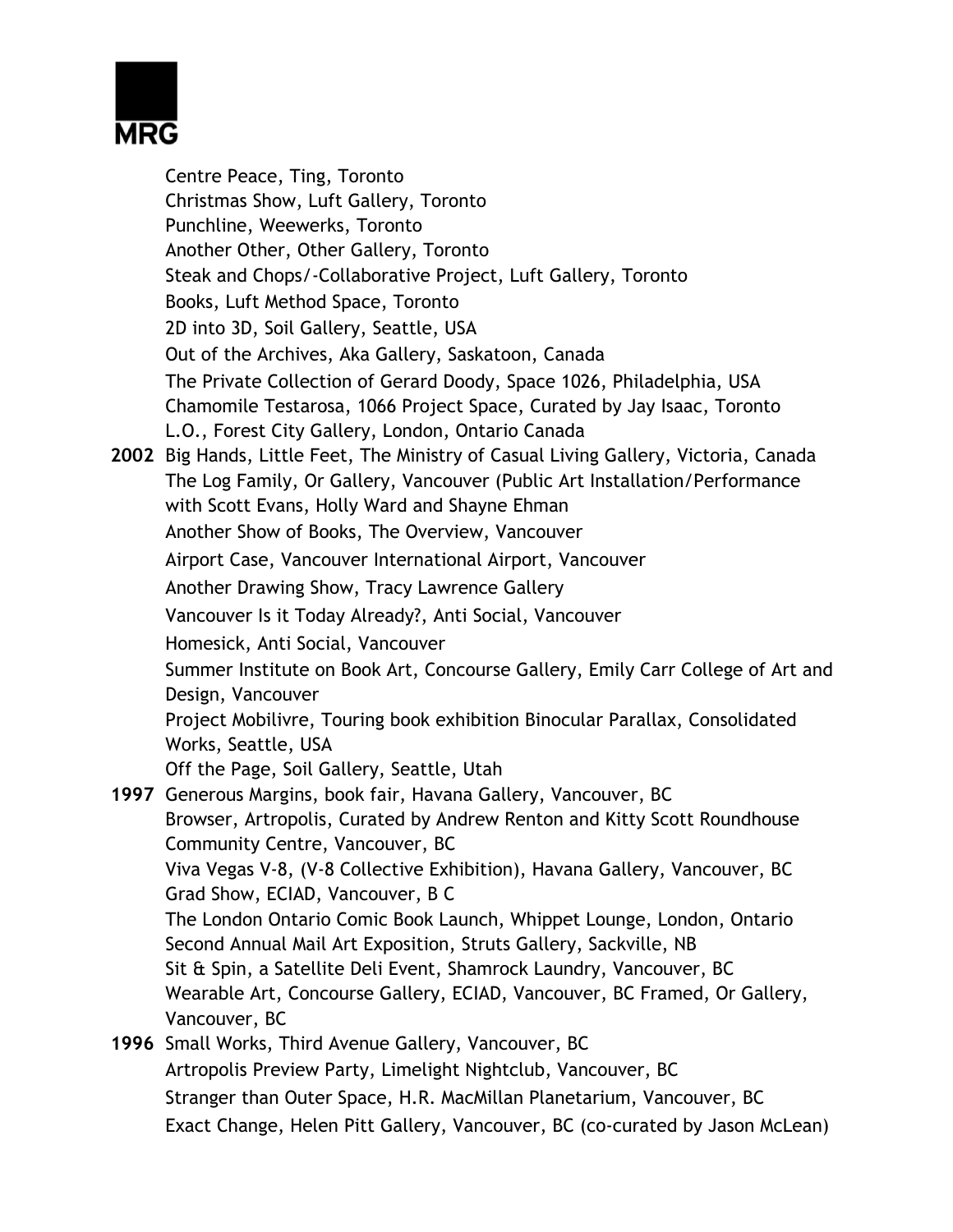Centre Peace, Ting, Toronto
Christmas Show, Luft Gallery, Toronto
Punchline, Weewerks, Toronto
Another Other, Other Gallery, Toronto
Steak and Chops/-Collaborative Project, Luft Gallery, Toronto
Books, Luft Method Space, Toronto
2D into 3D, Soil Gallery, Seattle, USA
Out of the Archives, Aka Gallery, Saskatoon, Canada
The Private Collection of Gerard Doody, Space 1026, Philadelphia, USA
Chamomile Testarosa, 1066 Project Space, Curated by Jay Isaac, Toronto
L.O., Forest City Gallery, London, Ontario Canada

**2002** Big Hands, Little Feet, The Ministry of Casual Living Gallery, Victoria, Canada
The Log Family, Or Gallery, Vancouver (Public Art Installation/Performance with Scott Evans, Holly Ward and Shayne Ehman
Another Show of Books, The Overview, Vancouver
Airport Case, Vancouver International Airport, Vancouver
Another Drawing Show, Tracy Lawrence Gallery
Vancouver Is it Today Already?, Anti Social, Vancouver
Homesick, Anti Social, Vancouver
Summer Institute on Book Art, Concourse Gallery, Emily Carr College of Art and Design, Vancouver
Project Mobilivre, Touring book exhibition Binocular Parallax, Consolidated Works, Seattle, USA
Off the Page, Soil Gallery, Seattle, Utah

**1997** Generous Margins, book fair, Havana Gallery, Vancouver, BC
Browser, Artropolis, Curated by Andrew Renton and Kitty Scott Roundhouse Community Centre, Vancouver, BC
Viva Vegas V-8, (V-8 Collective Exhibition), Havana Gallery, Vancouver, BC
Grad Show, ECIAD, Vancouver, B C
The London Ontario Comic Book Launch, Whippet Lounge, London, Ontario
Second Annual Mail Art Exposition, Struts Gallery, Sackville, NB
Sit & Spin, a Satellite Deli Event, Shamrock Laundry, Vancouver, BC
Wearable Art, Concourse Gallery, ECIAD, Vancouver, BC Framed, Or Gallery, Vancouver, BC

**1996** Small Works, Third Avenue Gallery, Vancouver, BC
Artropolis Preview Party, Limelight Nightclub, Vancouver, BC
Stranger than Outer Space, H.R. MacMillan Planetarium, Vancouver, BC
Exact Change, Helen Pitt Gallery, Vancouver, BC (co-curated by Jason McLean)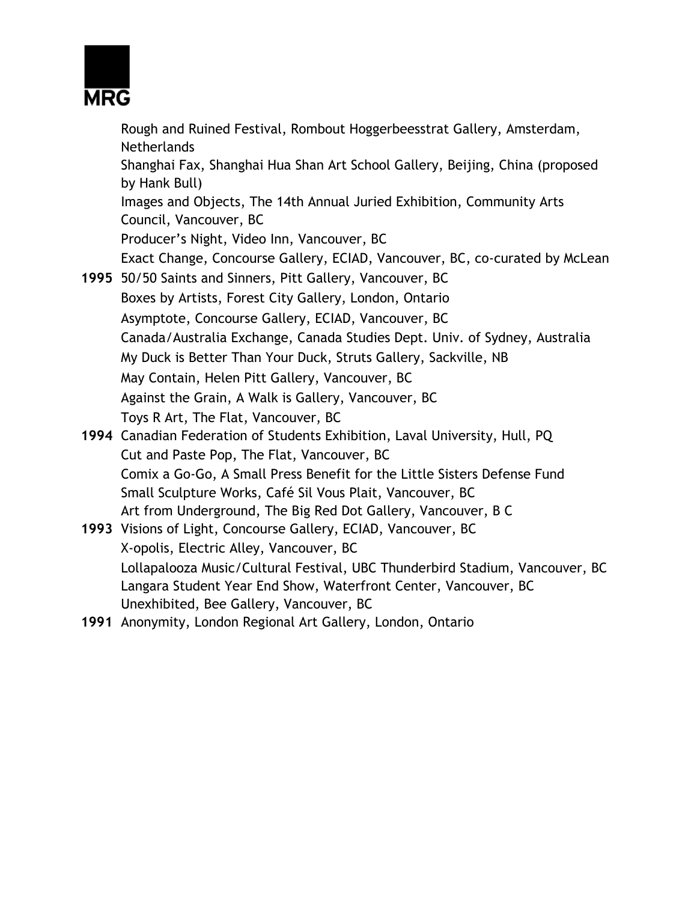Rough and Ruined Festival, Rombout Hoggerbeesstrat Gallery, Amsterdam, Netherlands
Shanghai Fax, Shanghai Hua Shan Art School Gallery, Beijing, China (proposed by Hank Bull)
Images and Objects, The 14th Annual Juried Exhibition, Community Arts Council, Vancouver, BC
Producer's Night, Video Inn, Vancouver, BC
Exact Change, Concourse Gallery, ECIAD, Vancouver, BC, co-curated by McLean

**1995** 50/50 Saints and Sinners, Pitt Gallery, Vancouver, BC
Boxes by Artists, Forest City Gallery, London, Ontario
Asymptote, Concourse Gallery, ECIAD, Vancouver, BC
Canada/Australia Exchange, Canada Studies Dept. Univ. of Sydney, Australia
My Duck is Better Than Your Duck, Struts Gallery, Sackville, NB
May Contain, Helen Pitt Gallery, Vancouver, BC
Against the Grain, A Walk is Gallery, Vancouver, BC
Toys R Art, The Flat, Vancouver, BC

**1994** Canadian Federation of Students Exhibition, Laval University, Hull, PQ
Cut and Paste Pop, The Flat, Vancouver, BC
Comix a Go-Go, A Small Press Benefit for the Little Sisters Defense Fund
Small Sculpture Works, Café Sil Vous Plait, Vancouver, BC
Art from Underground, The Big Red Dot Gallery, Vancouver, B C

**1993** Visions of Light, Concourse Gallery, ECIAD, Vancouver, BC
X-opolis, Electric Alley, Vancouver, BC
Lollapalooza Music/Cultural Festival, UBC Thunderbird Stadium, Vancouver, BC
Langara Student Year End Show, Waterfront Center, Vancouver, BC
Unexhibited, Bee Gallery, Vancouver, BC

**1991** Anonymity, London Regional Art Gallery, London, Ontario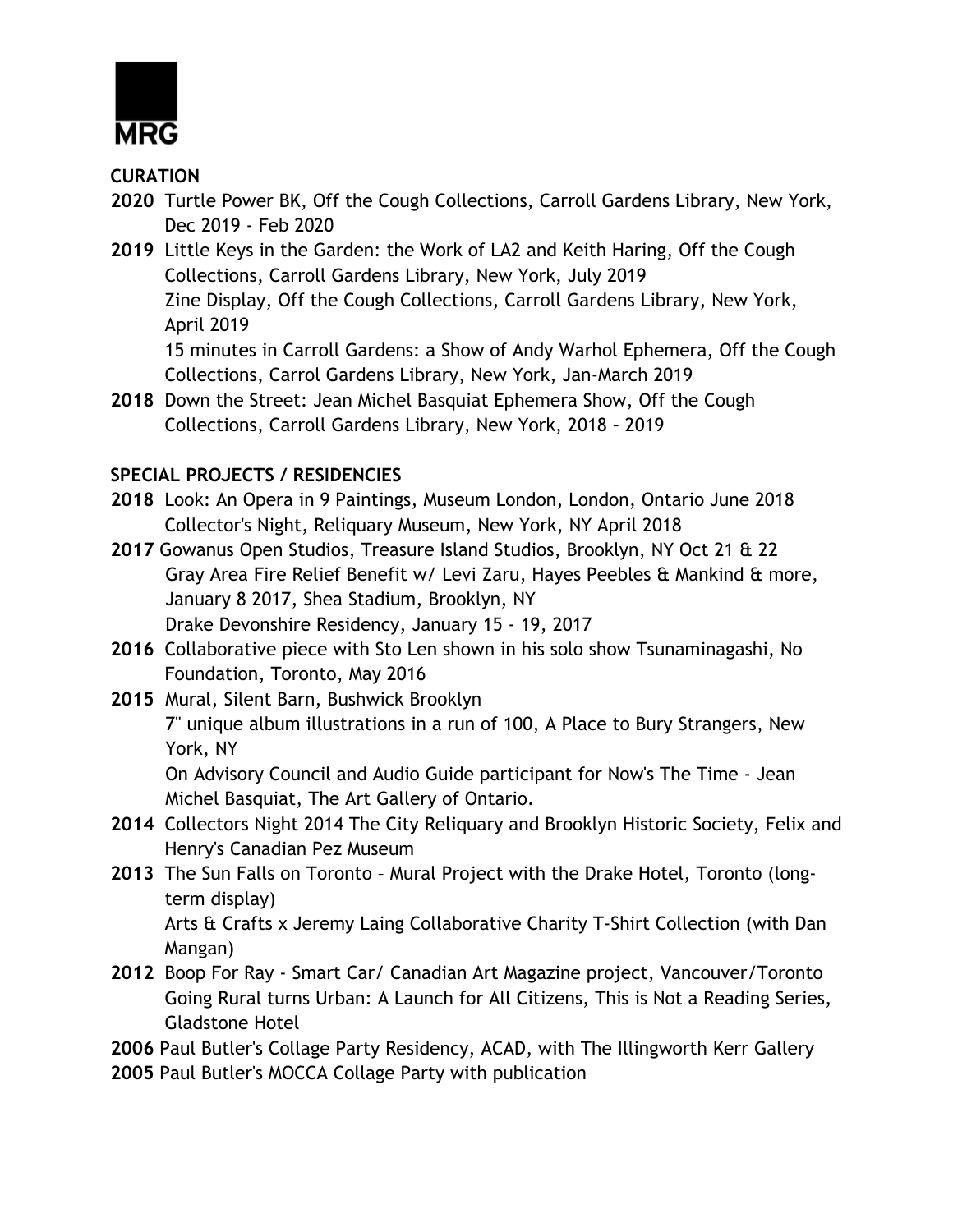MRG

**CURATION**

**2020** Turtle Power BK, Off the Cough Collections, Carroll Gardens Library, New York, Dec 2019 - Feb 2020

**2019** Little Keys in the Garden: the Work of LA2 and Keith Haring, Off the Cough Collections, Carroll Gardens Library, New York, July 2019
Zine Display, Off the Cough Collections, Carroll Gardens Library, New York, April 2019
15 minutes in Carroll Gardens: a Show of Andy Warhol Ephemera, Off the Cough Collections, Carrol Gardens Library, New York, Jan-March 2019

**2018** Down the Street: Jean Michel Basquiat Ephemera Show, Off the Cough Collections, Carroll Gardens Library, New York, 2018 – 2019

**SPECIAL PROJECTS / RESIDENCIES**

**2018** Look: An Opera in 9 Paintings, Museum London, London, Ontario June 2018
Collector's Night, Reliquary Museum, New York, NY April 2018

**2017** Gowanus Open Studios, Treasure Island Studios, Brooklyn, NY Oct 21 & 22
Gray Area Fire Relief Benefit w/ Levi Zaru, Hayes Peebles & Mankind & more, January 8 2017, Shea Stadium, Brooklyn, NY
Drake Devonshire Residency, January 15 - 19, 2017

**2016** Collaborative piece with Sto Len shown in his solo show Tsunaminagashi, No Foundation, Toronto, May 2016

**2015** Mural, Silent Barn, Bushwick Brooklyn
7" unique album illustrations in a run of 100, A Place to Bury Strangers, New York, NY
On Advisory Council and Audio Guide participant for Now's The Time - Jean Michel Basquiat, The Art Gallery of Ontario.

**2014** Collectors Night 2014 The City Reliquary and Brooklyn Historic Society, Felix and Henry's Canadian Pez Museum

**2013** The Sun Falls on Toronto – Mural Project with the Drake Hotel, Toronto (long-term display)
Arts & Crafts x Jeremy Laing Collaborative Charity T-Shirt Collection (with Dan Mangan)

**2012** Boop For Ray - Smart Car/ Canadian Art Magazine project, Vancouver/Toronto
Going Rural turns Urban: A Launch for All Citizens, This is Not a Reading Series, Gladstone Hotel

**2006** Paul Butler's Collage Party Residency, ACAD, with The Illingworth Kerr Gallery

**2005** Paul Butler's MOCCA Collage Party with publication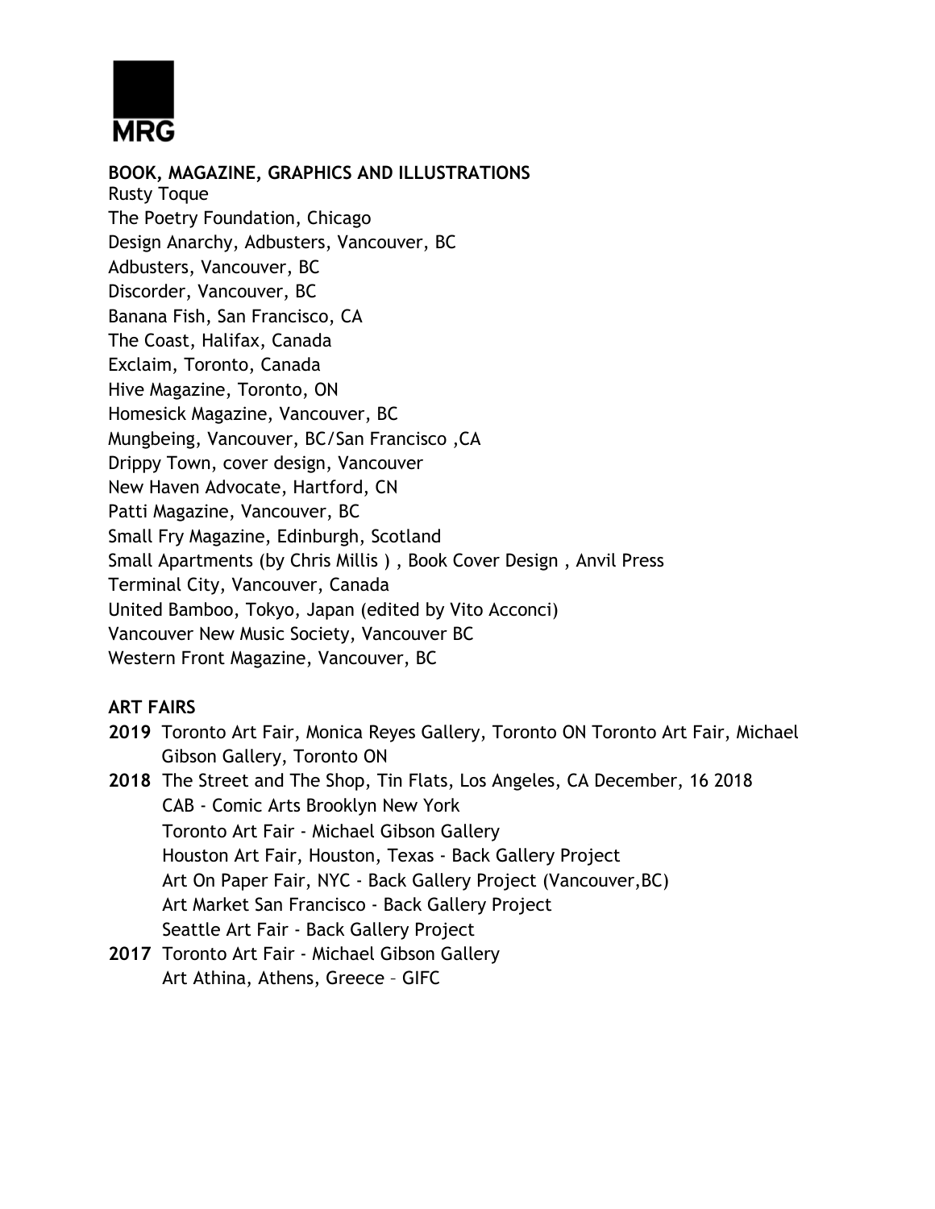MRG

## BOOK, MAGAZINE, GRAPHICS AND ILLUSTRATIONS

Rusty Toque
The Poetry Foundation, Chicago
Design Anarchy, Adbusters, Vancouver, BC
Adbusters, Vancouver, BC
Discorder, Vancouver, BC
Banana Fish, San Francisco, CA
The Coast, Halifax, Canada
Exclaim, Toronto, Canada
Hive Magazine, Toronto, ON
Homesick Magazine, Vancouver, BC
Mungbeing, Vancouver, BC/San Francisco ,CA
Drippy Town, cover design, Vancouver
New Haven Advocate, Hartford, CN
Patti Magazine, Vancouver, BC
Small Fry Magazine, Edinburgh, Scotland
Small Apartments (by Chris Millis ) , Book Cover Design , Anvil Press
Terminal City, Vancouver, Canada
United Bamboo, Tokyo, Japan (edited by Vito Acconci)
Vancouver New Music Society, Vancouver BC
Western Front Magazine, Vancouver, BC

## ART FAIRS

**2019** Toronto Art Fair, Monica Reyes Gallery, Toronto ON Toronto Art Fair, Michael Gibson Gallery, Toronto ON

**2018** The Street and The Shop, Tin Flats, Los Angeles, CA December, 16 2018
CAB - Comic Arts Brooklyn New York
Toronto Art Fair - Michael Gibson Gallery
Houston Art Fair, Houston, Texas - Back Gallery Project
Art On Paper Fair, NYC - Back Gallery Project (Vancouver,BC)
Art Market San Francisco - Back Gallery Project
Seattle Art Fair - Back Gallery Project

**2017** Toronto Art Fair - Michael Gibson Gallery
Art Athina, Athens, Greece – GIFC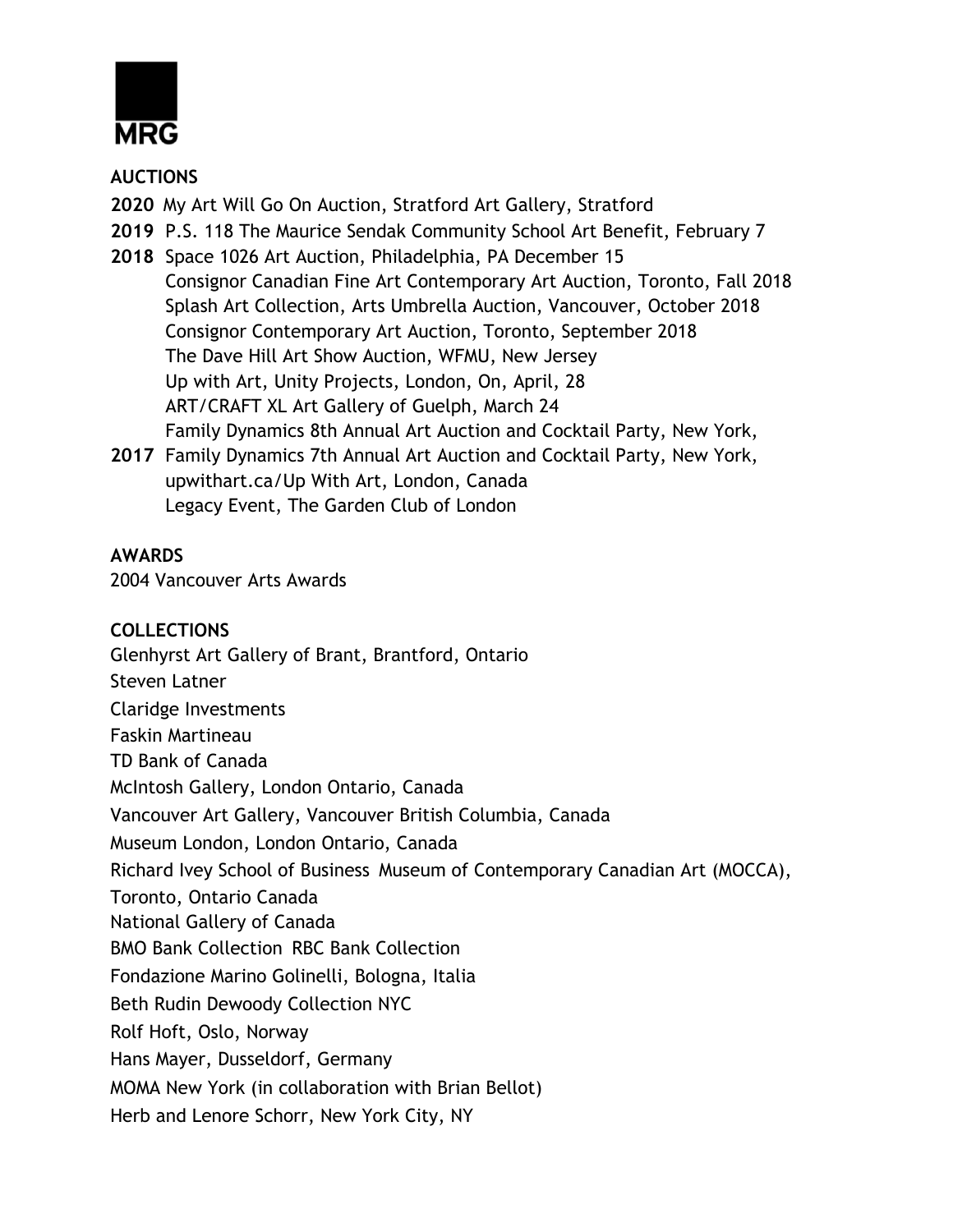MRG

**AUCTIONS**

**2020** My Art Will Go On Auction, Stratford Art Gallery, Stratford

**2019** P.S. 118 The Maurice Sendak Community School Art Benefit, February 7

**2018** Space 1026 Art Auction, Philadelphia, PA December 15
Consignor Canadian Fine Art Contemporary Art Auction, Toronto, Fall 2018
Splash Art Collection, Arts Umbrella Auction, Vancouver, October 2018
Consignor Contemporary Art Auction, Toronto, September 2018
The Dave Hill Art Show Auction, WFMU, New Jersey
Up with Art, Unity Projects, London, On, April, 28
ART/CRAFT XL Art Gallery of Guelph, March 24
Family Dynamics 8th Annual Art Auction and Cocktail Party, New York,

**2017** Family Dynamics 7th Annual Art Auction and Cocktail Party, New York,
upwithart.ca/Up With Art, London, Canada
Legacy Event, The Garden Club of London

**AWARDS**

2004 Vancouver Arts Awards

**COLLECTIONS**

Glenhyrst Art Gallery of Brant, Brantford, Ontario

Steven Latner

Claridge Investments

Faskin Martineau

TD Bank of Canada

McIntosh Gallery, London Ontario, Canada

Vancouver Art Gallery, Vancouver British Columbia, Canada

Museum London, London Ontario, Canada

Richard Ivey School of Business Museum of Contemporary Canadian Art (MOCCA), Toronto, Ontario Canada

National Gallery of Canada

BMO Bank Collection RBC Bank Collection

Fondazione Marino Golinelli, Bologna, Italia

Beth Rudin Dewoody Collection NYC

Rolf Hoft, Oslo, Norway

Hans Mayer, Dusseldorf, Germany

MOMA New York (in collaboration with Brian Bellot)

Herb and Lenore Schorr, New York City, NY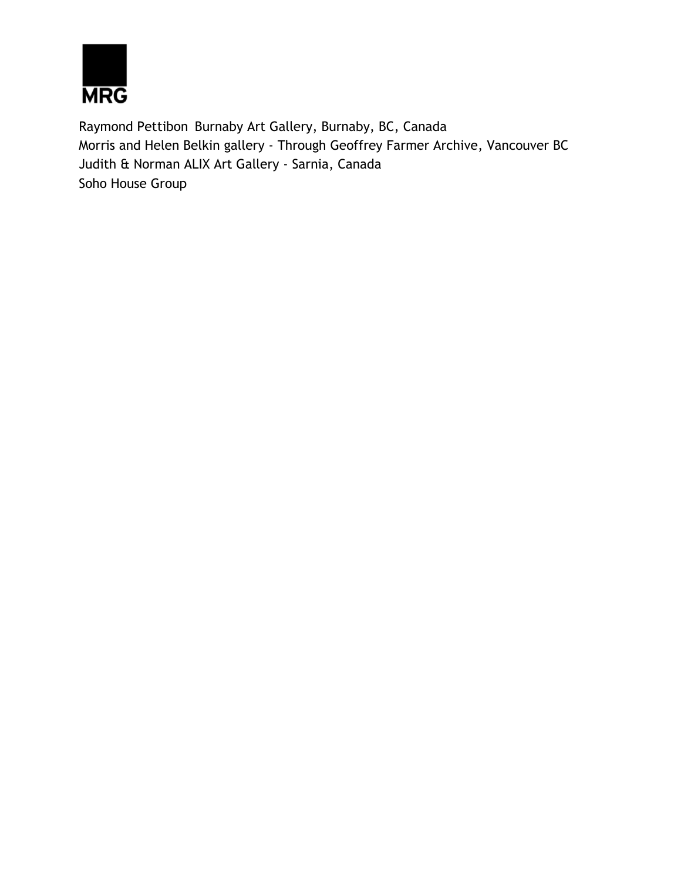MRG

Raymond Pettibon Burnaby Art Gallery, Burnaby, BC, Canada
Morris and Helen Belkin gallery - Through Geoffrey Farmer Archive, Vancouver BC
Judith & Norman ALIX Art Gallery - Sarnia, Canada
Soho House Group